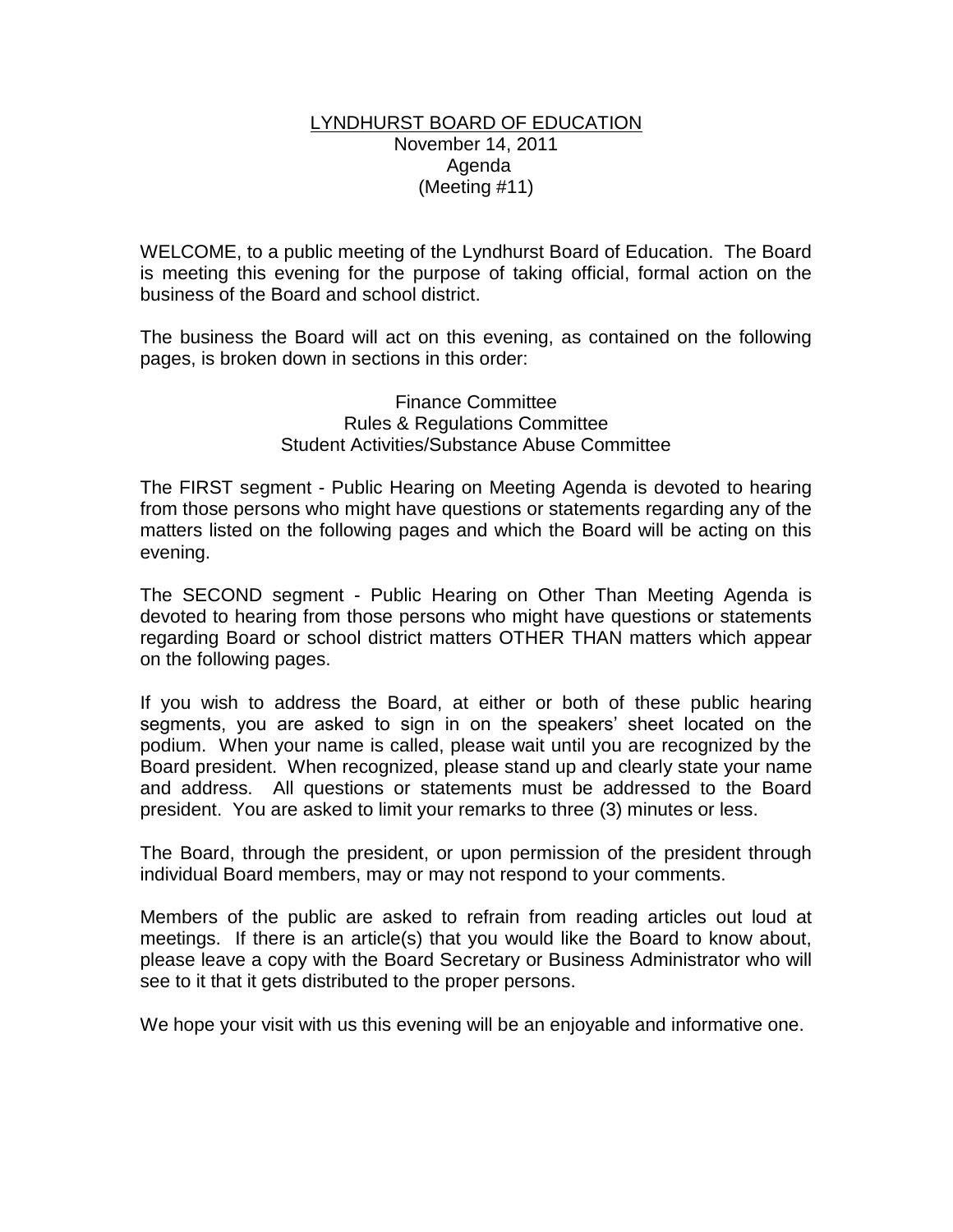# LYNDHURST BOARD OF EDUCATION

November 14, 2011
Agenda
(Meeting #11)

WELCOME, to a public meeting of the Lyndhurst Board of Education. The Board is meeting this evening for the purpose of taking official, formal action on the business of the Board and school district.

The business the Board will act on this evening, as contained on the following pages, is broken down in sections in this order:

Finance Committee
Rules & Regulations Committee
Student Activities/Substance Abuse Committee

The FIRST segment - Public Hearing on Meeting Agenda is devoted to hearing from those persons who might have questions or statements regarding any of the matters listed on the following pages and which the Board will be acting on this evening.

The SECOND segment - Public Hearing on Other Than Meeting Agenda is devoted to hearing from those persons who might have questions or statements regarding Board or school district matters OTHER THAN matters which appear on the following pages.

If you wish to address the Board, at either or both of these public hearing segments, you are asked to sign in on the speakers' sheet located on the podium. When your name is called, please wait until you are recognized by the Board president. When recognized, please stand up and clearly state your name and address. All questions or statements must be addressed to the Board president. You are asked to limit your remarks to three (3) minutes or less.

The Board, through the president, or upon permission of the president through individual Board members, may or may not respond to your comments.

Members of the public are asked to refrain from reading articles out loud at meetings. If there is an article(s) that you would like the Board to know about, please leave a copy with the Board Secretary or Business Administrator who will see to it that it gets distributed to the proper persons.

We hope your visit with us this evening will be an enjoyable and informative one.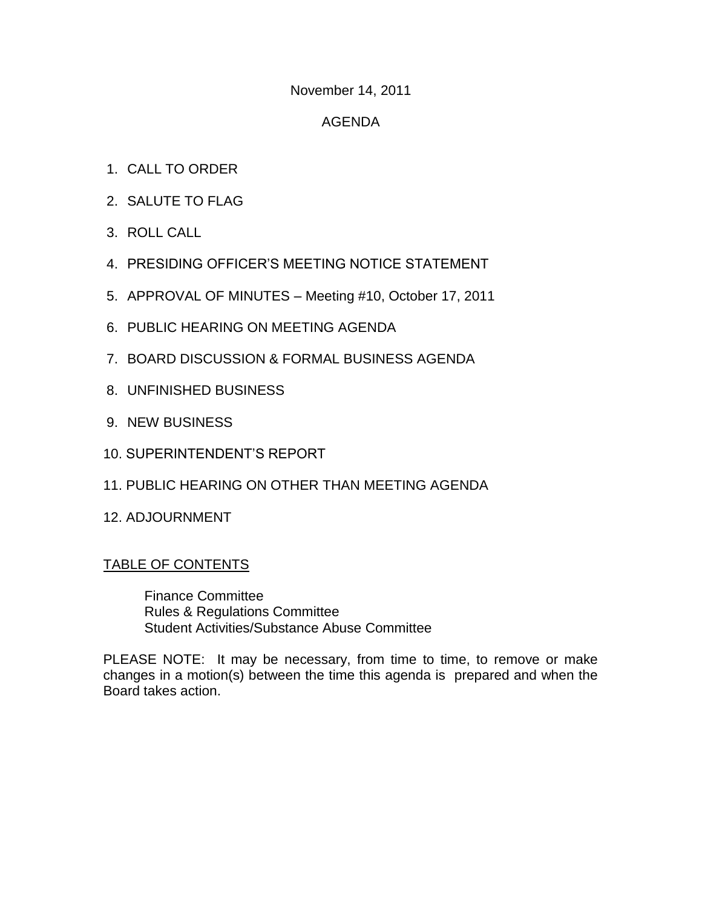November 14, 2011

AGENDA

1. CALL TO ORDER
2. SALUTE TO FLAG
3. ROLL CALL
4. PRESIDING OFFICER'S MEETING NOTICE STATEMENT
5. APPROVAL OF MINUTES – Meeting #10, October 17, 2011
6. PUBLIC HEARING ON MEETING AGENDA
7. BOARD DISCUSSION & FORMAL BUSINESS AGENDA
8. UNFINISHED BUSINESS
9. NEW BUSINESS
10. SUPERINTENDENT'S REPORT
11. PUBLIC HEARING ON OTHER THAN MEETING AGENDA
12. ADJOURNMENT

<u>TABLE OF CONTENTS</u>

Finance Committee
Rules & Regulations Committee
Student Activities/Substance Abuse Committee

PLEASE NOTE: It may be necessary, from time to time, to remove or make changes in a motion(s) between the time this agenda is prepared and when the Board takes action.